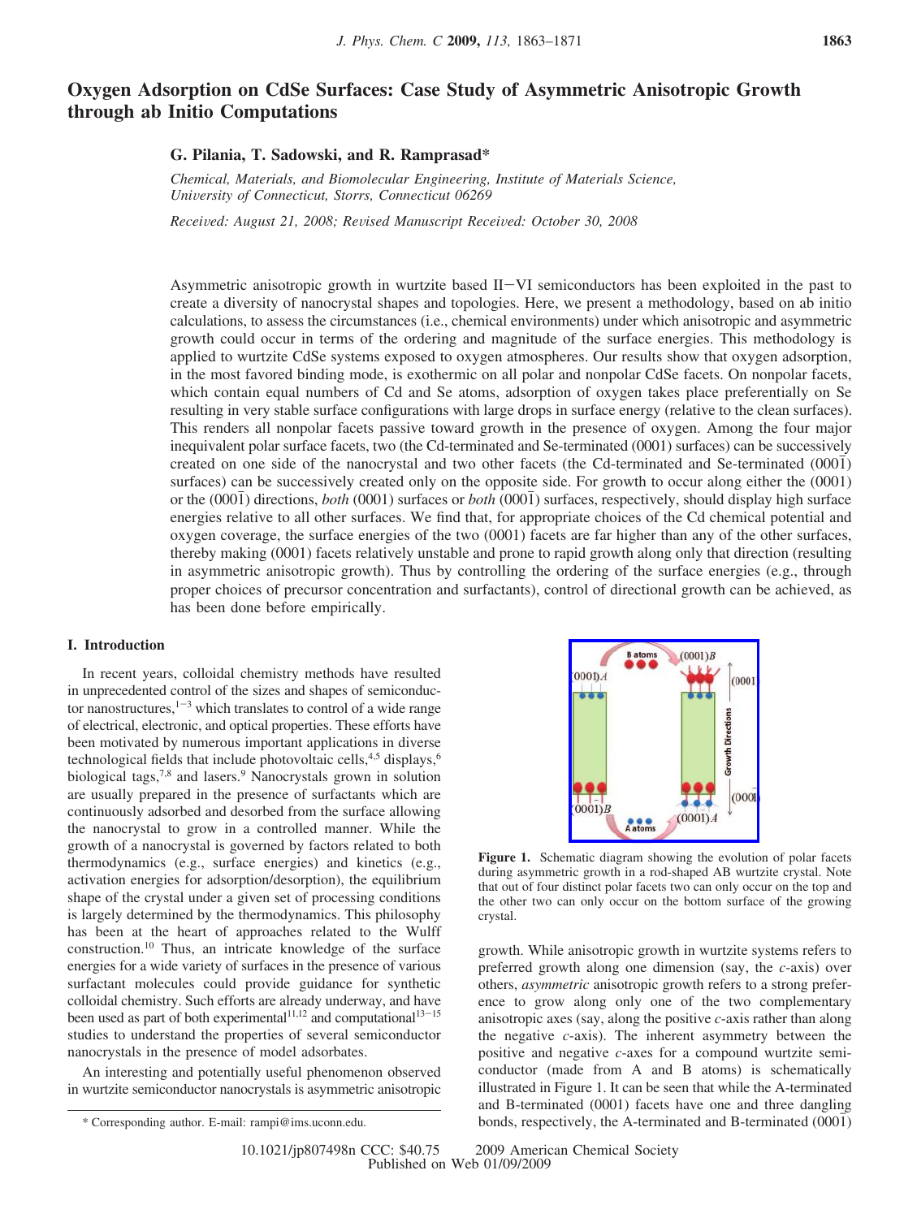# Oxygen Adsorption on CdSe Surfaces: Case Study of Asymmetric Anisotropic Growth through ab Initio Computations

**G. Pilania, T. Sadowski, and R. Ramprasad***

*Chemical, Materials, and Biomolecular Engineering, Institute of Materials Science, University of Connecticut, Storrs, Connecticut 06269*

*Received: August 21, 2008; Revised Manuscript Received: October 30, 2008*

Asymmetric anisotropic growth in wurtzite based II−VI semiconductors has been exploited in the past to create a diversity of nanocrystal shapes and topologies. Here, we present a methodology, based on ab initio calculations, to assess the circumstances (i.e., chemical environments) under which anisotropic and asymmetric growth could occur in terms of the ordering and magnitude of the surface energies. This methodology is applied to wurtzite CdSe systems exposed to oxygen atmospheres. Our results show that oxygen adsorption, in the most favored binding mode, is exothermic on all polar and nonpolar CdSe facets. On nonpolar facets, which contain equal numbers of Cd and Se atoms, adsorption of oxygen takes place preferentially on Se resulting in very stable surface configurations with large drops in surface energy (relative to the clean surfaces). This renders all nonpolar facets passive toward growth in the presence of oxygen. Among the four major inequivalent polar surface facets, two (the Cd-terminated and Se-terminated (0001) surfaces) can be successively created on one side of the nanocrystal and two other facets (the Cd-terminated and Se-terminated (000$\bar{1}$) surfaces) can be successively created only on the opposite side. For growth to occur along either the (0001) or the (000$\bar{1}$) directions, *both* (0001) surfaces or *both* (000$\bar{1}$) surfaces, respectively, should display high surface energies relative to all other surfaces. We find that, for appropriate choices of the Cd chemical potential and oxygen coverage, the surface energies of the two (0001) facets are far higher than any of the other surfaces, thereby making (0001) facets relatively unstable and prone to rapid growth along only that direction (resulting in asymmetric anisotropic growth). Thus by controlling the ordering of the surface energies (e.g., through proper choices of precursor concentration and surfactants), control of directional growth can be achieved, as has been done before empirically.

## I. Introduction

In recent years, colloidal chemistry methods have resulted in unprecedented control of the sizes and shapes of semiconductor nanostructures,[1−3] which translates to control of a wide range of electrical, electronic, and optical properties. These efforts have been motivated by numerous important applications in diverse technological fields that include photovoltaic cells,[4,5] displays,[6] biological tags,[7,8] and lasers.[9] Nanocrystals grown in solution are usually prepared in the presence of surfactants which are continuously adsorbed and desorbed from the surface allowing the nanocrystal to grow in a controlled manner. While the growth of a nanocrystal is governed by factors related to both thermodynamics (e.g., surface energies) and kinetics (e.g., activation energies for adsorption/desorption), the equilibrium shape of the crystal under a given set of processing conditions is largely determined by the thermodynamics. This philosophy has been at the heart of approaches related to the Wulff construction.[10] Thus, an intricate knowledge of the surface energies for a wide variety of surfaces in the presence of various surfactant molecules could provide guidance for synthetic colloidal chemistry. Such efforts are already underway, and have been used as part of both experimental[11,12] and computational[13−15] studies to understand the properties of several semiconductor nanocrystals in the presence of model adsorbates.

An interesting and potentially useful phenomenon observed in wurtzite semiconductor nanocrystals is asymmetric anisotropic growth. While anisotropic growth in wurtzite systems refers to preferred growth along one dimension (say, the *c*-axis) over others, *asymmetric* anisotropic growth refers to a strong preference to grow along only one of the two complementary anisotropic axes (say, along the positive *c*-axis rather than along the negative *c*-axis). The inherent asymmetry between the positive and negative *c*-axes for a compound wurtzite semiconductor (made from A and B atoms) is schematically illustrated in Figure 1. It can be seen that while the A-terminated and B-terminated (0001) facets have one and three dangling bonds, respectively, the A-terminated and B-terminated (0001)

**Figure 1.** Schematic diagram showing the evolution of polar facets during asymmetric growth in a rod-shaped AB wurtzite crystal. Note that out of four distinct polar facets two can only occur on the top and the other two can only occur on the bottom surface of the growing crystal.

\* Corresponding author. E-mail: rampi@ims.uconn.edu.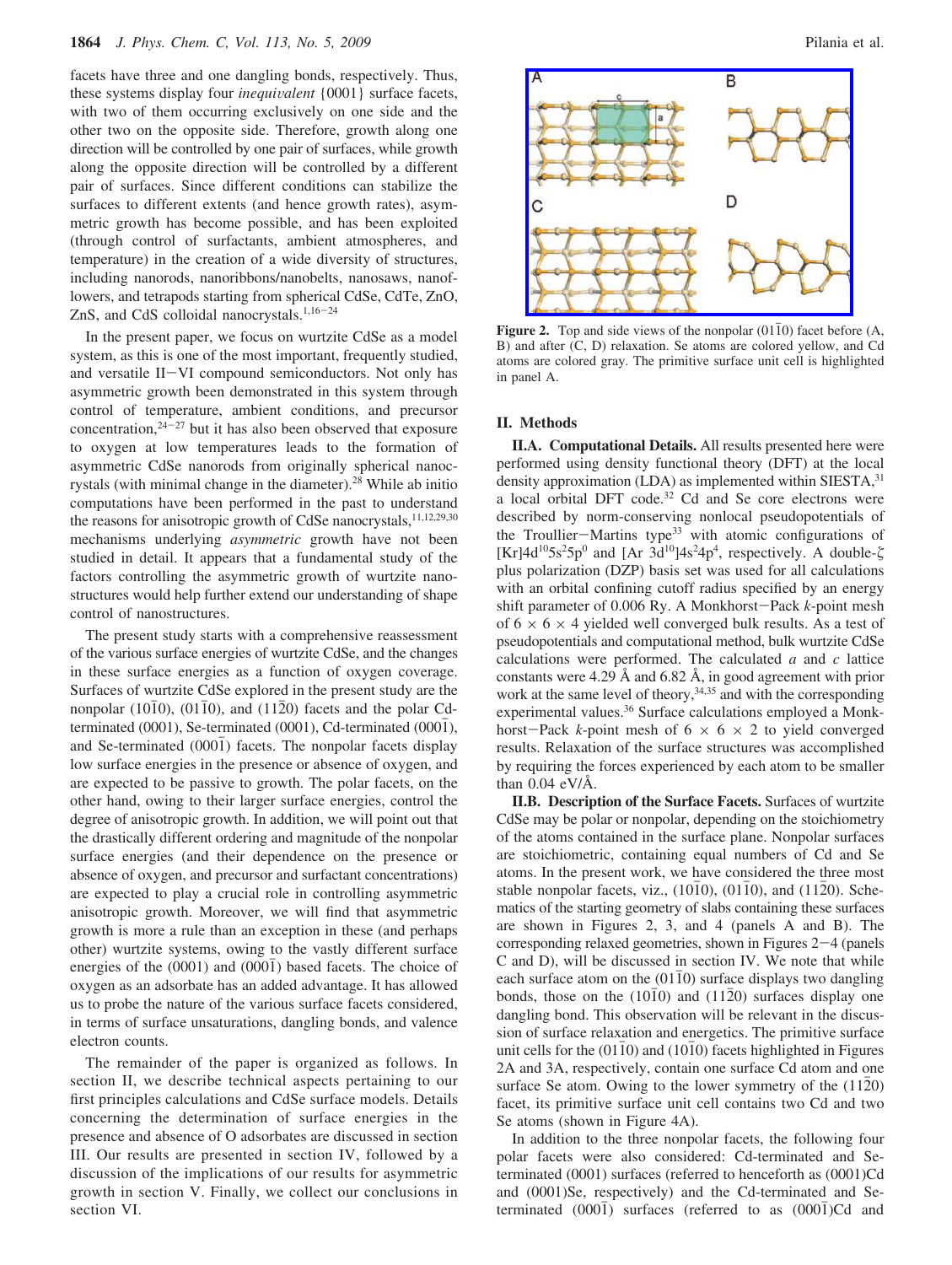facets have three and one dangling bonds, respectively. Thus, these systems display four *inequivalent* {0001} surface facets, with two of them occurring exclusively on one side and the other two on the opposite side. Therefore, growth along one direction will be controlled by one pair of surfaces, while growth along the opposite direction will be controlled by a different pair of surfaces. Since different conditions can stabilize the surfaces to different extents (and hence growth rates), asymmetric growth has become possible, and has been exploited (through control of surfactants, ambient atmospheres, and temperature) in the creation of a wide diversity of structures, including nanorods, nanoribbons/nanobelts, nanosaws, nanoflowers, and tetrapods starting from spherical CdSe, CdTe, ZnO, ZnS, and CdS colloidal nanocrystals.[1,16−24]

In the present paper, we focus on wurtzite CdSe as a model system, as this is one of the most important, frequently studied, and versatile II−VI compound semiconductors. Not only has asymmetric growth been demonstrated in this system through control of temperature, ambient conditions, and precursor concentration,[24−27] but it has also been observed that exposure to oxygen at low temperatures leads to the formation of asymmetric CdSe nanorods from originally spherical nanocrystals (with minimal change in the diameter).[28] While ab initio computations have been performed in the past to understand the reasons for anisotropic growth of CdSe nanocrystals,[11,12,29,30] mechanisms underlying *asymmetric* growth have not been studied in detail. It appears that a fundamental study of the factors controlling the asymmetric growth of wurtzite nanostructures would help further extend our understanding of shape control of nanostructures.

The present study starts with a comprehensive reassessment of the various surface energies of wurtzite CdSe, and the changes in these surface energies as a function of oxygen coverage. Surfaces of wurtzite CdSe explored in the present study are the nonpolar $(10\bar{1}0)$, $(01\bar{1}0)$, and $(11\bar{2}0)$ facets and the polar Cd-terminated (0001), Se-terminated (0001), Cd-terminated $(000\bar{1})$, and Se-terminated $(000\bar{1})$ facets. The nonpolar facets display low surface energies in the presence or absence of oxygen, and are expected to be passive to growth. The polar facets, on the other hand, owing to their larger surface energies, control the degree of anisotropic growth. In addition, we will point out that the drastically different ordering and magnitude of the nonpolar surface energies (and their dependence on the presence or absence of oxygen, and precursor and surfactant concentrations) are expected to play a crucial role in controlling asymmetric anisotropic growth. Moreover, we will find that asymmetric growth is more a rule than an exception in these (and perhaps other) wurtzite systems, owing to the vastly different surface energies of the (0001) and $(000\bar{1})$ based facets. The choice of oxygen as an adsorbate has an added advantage. It has allowed us to probe the nature of the various surface facets considered, in terms of surface unsaturations, dangling bonds, and valence electron counts.

The remainder of the paper is organized as follows. In section II, we describe technical aspects pertaining to our first principles calculations and CdSe surface models. Details concerning the determination of surface energies in the presence and absence of O adsorbates are discussed in section III. Our results are presented in section IV, followed by a discussion of the implications of our results for asymmetric growth in section V. Finally, we collect our conclusions in section VI.

**Figure 2.** Top and side views of the nonpolar $(01\bar{1}0)$ facet before (A, B) and after (C, D) relaxation. Se atoms are colored yellow, and Cd atoms are colored gray. The primitive surface unit cell is highlighted in panel A.

## II. Methods

**II.A. Computational Details.** All results presented here were performed using density functional theory (DFT) at the local density approximation (LDA) as implemented within SIESTA,[31] a local orbital DFT code.[32] Cd and Se core electrons were described by norm-conserving nonlocal pseudopotentials of the Troullier−Martins type[33] with atomic configurations of $[Kr]4d^{10}5s^{2}5p^{0}$ and $[Ar\ 3d^{10}]4s^{2}4p^{4}$, respectively. A double-$\zeta$ plus polarization (DZP) basis set was used for all calculations with an orbital confining cutoff radius specified by an energy shift parameter of 0.006 Ry. A Monkhorst−Pack *k*-point mesh of 6 × 6 × 4 yielded well converged bulk results. As a test of pseudopotentials and computational method, bulk wurtzite CdSe calculations were performed. The calculated *a* and *c* lattice constants were 4.29 Å and 6.82 Å, in good agreement with prior work at the same level of theory,[34,35] and with the corresponding experimental values.[36] Surface calculations employed a Monkhorst−Pack *k*-point mesh of 6 × 6 × 2 to yield converged results. Relaxation of the surface structures was accomplished by requiring the forces experienced by each atom to be smaller than 0.04 eV/Å.

**II.B. Description of the Surface Facets.** Surfaces of wurtzite CdSe may be polar or nonpolar, depending on the stoichiometry of the atoms contained in the surface plane. Nonpolar surfaces are stoichiometric, containing equal numbers of Cd and Se atoms. In the present work, we have considered the three most stable nonpolar facets, viz., $(10\bar{1}0)$, $(01\bar{1}0)$, and $(11\bar{2}0)$. Schematics of the starting geometry of slabs containing these surfaces are shown in Figures 2, 3, and 4 (panels A and B). The corresponding relaxed geometries, shown in Figures 2−4 (panels C and D), will be discussed in section IV. We note that while each surface atom on the $(01\bar{1}0)$ surface displays two dangling bonds, those on the $(10\bar{1}0)$ and $(11\bar{2}0)$ surfaces display one dangling bond. This observation will be relevant in the discussion of surface relaxation and energetics. The primitive surface unit cells for the $(01\bar{1}0)$ and $(10\bar{1}0)$ facets highlighted in Figures 2A and 3A, respectively, contain one surface Cd atom and one surface Se atom. Owing to the lower symmetry of the $(11\bar{2}0)$ facet, its primitive surface unit cell contains two Cd and two Se atoms (shown in Figure 4A).

In addition to the three nonpolar facets, the following four polar facets were also considered: Cd-terminated and Se-terminated (0001) surfaces (referred to henceforth as (0001)Cd and (0001)Se, respectively) and the Cd-terminated and Se-terminated $(000\bar{1})$ surfaces (referred to as $(000\bar{1})$Cd and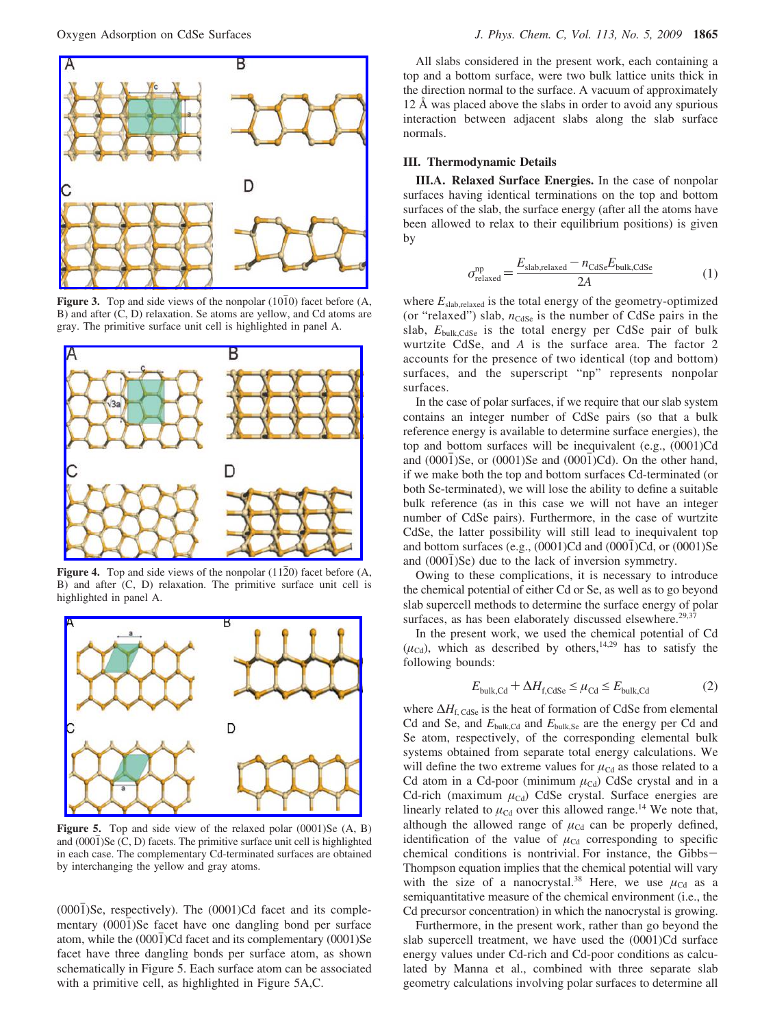Figure 3. Top and side views of the nonpolar (10$\bar{1}$0) facet before (A, B) and after (C, D) relaxation. Se atoms are yellow, and Cd atoms are gray. The primitive surface unit cell is highlighted in panel A.

Figure 4. Top and side views of the nonpolar (11$\bar{2}$0) facet before (A, B) and after (C, D) relaxation. The primitive surface unit cell is highlighted in panel A.

Figure 5. Top and side view of the relaxed polar (0001)Se (A, B) and (000$\bar{1}$)Se (C, D) facets. The primitive surface unit cell is highlighted in each case. The complementary Cd-terminated surfaces are obtained by interchanging the yellow and gray atoms.

(000$\bar{1}$)Se, respectively). The (0001)Cd facet and its complementary (000$\bar{1}$)Se facet have one dangling bond per surface atom, while the (000$\bar{1}$)Cd facet and its complementary (0001)Se facet have three dangling bonds per surface atom, as shown schematically in Figure 5. Each surface atom can be associated with a primitive cell, as highlighted in Figure 5A,C.

All slabs considered in the present work, each containing a top and a bottom surface, were two bulk lattice units thick in the direction normal to the surface. A vacuum of approximately 12 Å was placed above the slabs in order to avoid any spurious interaction between adjacent slabs along the slab surface normals.

## III. Thermodynamic Details

**III.A. Relaxed Surface Energies.** In the case of nonpolar surfaces having identical terminations on the top and bottom surfaces of the slab, the surface energy (after all the atoms have been allowed to relax to their equilibrium positions) is given by

$$\sigma_{\text{relaxed}}^{\text{np}} = \frac{E_{\text{slab,relaxed}} - n_{\text{CdSe}} E_{\text{bulk,CdSe}}}{2A} \qquad (1)$$

where $E_{\text{slab,relaxed}}$ is the total energy of the geometry-optimized (or "relaxed") slab, $n_{\text{CdSe}}$ is the number of CdSe pairs in the slab, $E_{\text{bulk,CdSe}}$ is the total energy per CdSe pair of bulk wurtzite CdSe, and $A$ is the surface area. The factor 2 accounts for the presence of two identical (top and bottom) surfaces, and the superscript "np" represents nonpolar surfaces.

In the case of polar surfaces, if we require that our slab system contains an integer number of CdSe pairs (so that a bulk reference energy is available to determine surface energies), the top and bottom surfaces will be inequivalent (e.g., (0001)Cd and (000$\bar{1}$)Se, or (0001)Se and (000$\bar{1}$)Cd). On the other hand, if we make both the top and bottom surfaces Cd-terminated (or both Se-terminated), we will lose the ability to define a suitable bulk reference (as in this case we will not have an integer number of CdSe pairs). Furthermore, in the case of wurtzite CdSe, the latter possibility will still lead to inequivalent top and bottom surfaces (e.g., (0001)Cd and (000$\bar{1}$)Cd, or (0001)Se and (000$\bar{1}$)Se) due to the lack of inversion symmetry.

Owing to these complications, it is necessary to introduce the chemical potential of either Cd or Se, as well as to go beyond slab supercell methods to determine the surface energy of polar surfaces, as has been elaborately discussed elsewhere.[29,37]

In the present work, we used the chemical potential of Cd ($\mu_{\text{Cd}}$), which as described by others,[14,29] has to satisfy the following bounds:

$$E_{\text{bulk,Cd}} + \Delta H_{\text{f,CdSe}} \leq \mu_{\text{Cd}} \leq E_{\text{bulk,Cd}} \qquad (2)$$

where $\Delta H_{\text{f, CdSe}}$ is the heat of formation of CdSe from elemental Cd and Se, and $E_{\text{bulk,Cd}}$ and $E_{\text{bulk,Se}}$ are the energy per Cd and Se atom, respectively, of the corresponding elemental bulk systems obtained from separate total energy calculations. We will define the two extreme values for $\mu_{\text{Cd}}$ as those related to a Cd atom in a Cd-poor (minimum $\mu_{\text{Cd}}$) CdSe crystal and in a Cd-rich (maximum $\mu_{\text{Cd}}$) CdSe crystal. Surface energies are linearly related to $\mu_{\text{Cd}}$ over this allowed range.[14] We note that, although the allowed range of $\mu_{\text{Cd}}$ can be properly defined, identification of the value of $\mu_{\text{Cd}}$ corresponding to specific chemical conditions is nontrivial. For instance, the Gibbs–Thompson equation implies that the chemical potential will vary with the size of a nanocrystal.[38] Here, we use $\mu_{\text{Cd}}$ as a semiquantitative measure of the chemical environment (i.e., the Cd precursor concentration) in which the nanocrystal is growing.

Furthermore, in the present work, rather than go beyond the slab supercell treatment, we have used the (0001)Cd surface energy values under Cd-rich and Cd-poor conditions as calculated by Manna et al., combined with three separate slab geometry calculations involving polar surfaces to determine all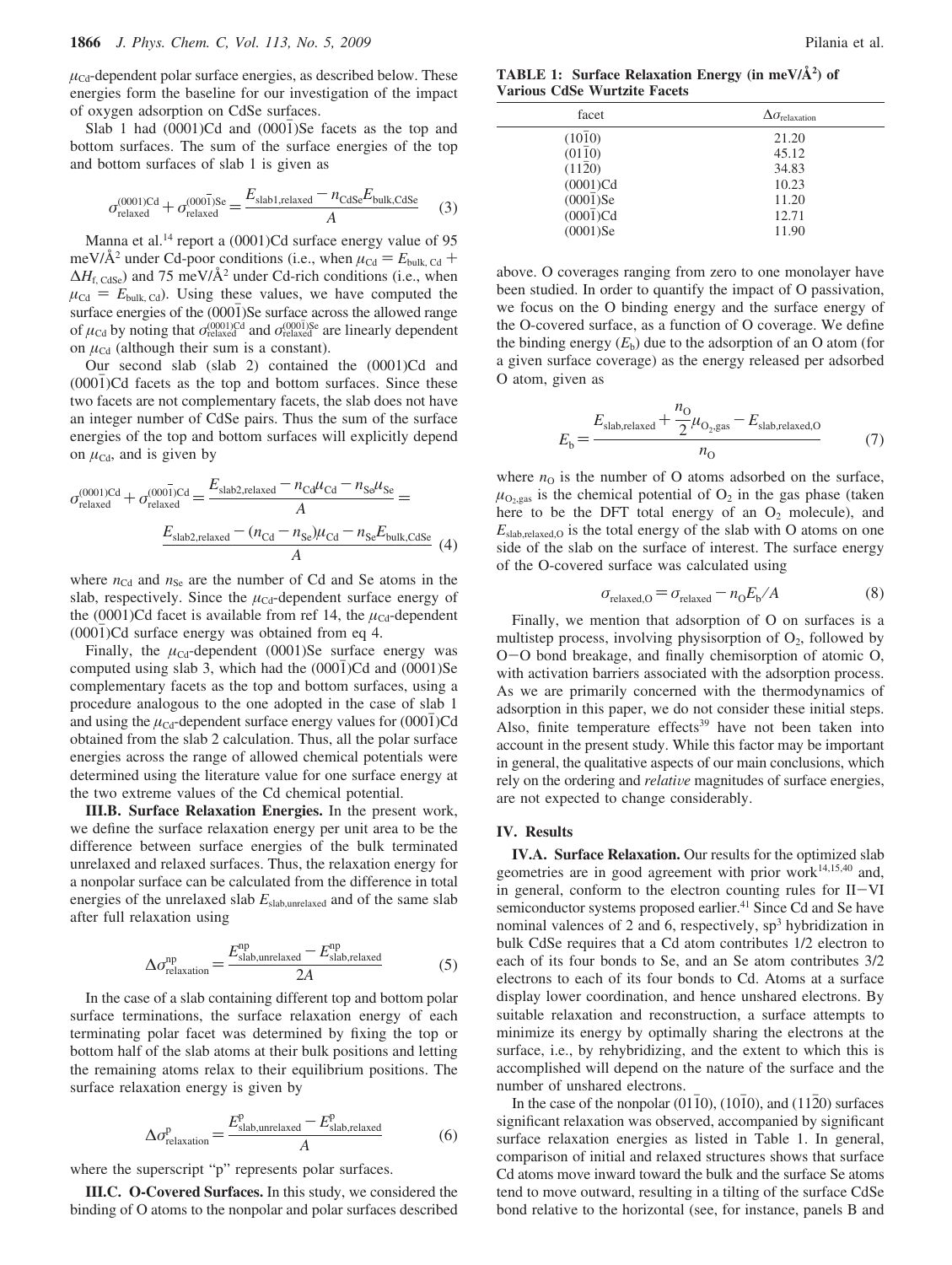$\mu_{Cd}$-dependent polar surface energies, as described below. These energies form the baseline for our investigation of the impact of oxygen adsorption on CdSe surfaces.

Slab 1 had (0001)Cd and (000$\bar{1}$)Se facets as the top and bottom surfaces. The sum of the surface energies of the top and bottom surfaces of slab 1 is given as

$$\sigma_{\text{relaxed}}^{(0001)\text{Cd}} + \sigma_{\text{relaxed}}^{(000\bar{1})\text{Se}} = \frac{E_{\text{slab1,relaxed}} - n_{\text{CdSe}}E_{\text{bulk,CdSe}}}{A} \quad (3)$$

Manna et al.[14] report a (0001)Cd surface energy value of 95 meV/Å$^2$ under Cd-poor conditions (i.e., when $\mu_{Cd} = E_{\text{bulk, Cd}} + \Delta H_{\text{f, CdSe}}$) and 75 meV/Å$^2$ under Cd-rich conditions (i.e., when $\mu_{Cd} = E_{\text{bulk, Cd}}$). Using these values, we have computed the surface energies of the (000$\bar{1}$)Se surface across the allowed range of $\mu_{Cd}$ by noting that $\sigma_{\text{relaxed}}^{(0001)\text{Cd}}$ and $\sigma_{\text{relaxed}}^{(000\bar{1})\text{Se}}$ are linearly dependent on $\mu_{Cd}$ (although their sum is a constant).

Our second slab (slab 2) contained the (0001)Cd and (000$\bar{1}$)Cd facets as the top and bottom surfaces. Since these two facets are not complementary facets, the slab does not have an integer number of CdSe pairs. Thus the sum of the surface energies of the top and bottom surfaces will explicitly depend on $\mu_{Cd}$, and is given by

$$\sigma_{\text{relaxed}}^{(0001)\text{Cd}} + \sigma_{\text{relaxed}}^{(000\bar{1})\text{Cd}} = \frac{E_{\text{slab2,relaxed}} - n_{\text{Cd}}\mu_{\text{Cd}} - n_{\text{Se}}\mu_{\text{Se}}}{A} = \frac{E_{\text{slab2,relaxed}} - (n_{\text{Cd}} - n_{\text{Se}})\mu_{\text{Cd}} - n_{\text{Se}}E_{\text{bulk,CdSe}}}{A} \quad (4)$$

where $n_{Cd}$ and $n_{Se}$ are the number of Cd and Se atoms in the slab, respectively. Since the $\mu_{Cd}$-dependent surface energy of the (0001)Cd facet is available from ref 14, the $\mu_{Cd}$-dependent (000$\bar{1}$)Cd surface energy was obtained from eq 4.

Finally, the $\mu_{Cd}$-dependent (0001)Se surface energy was computed using slab 3, which had the (000$\bar{1}$)Cd and (0001)Se complementary facets as the top and bottom surfaces, using a procedure analogous to the one adopted in the case of slab 1 and using the $\mu_{Cd}$-dependent surface energy values for (000$\bar{1}$)Cd obtained from the slab 2 calculation. Thus, all the polar surface energies across the range of allowed chemical potentials were determined using the literature value for one surface energy at the two extreme values of the Cd chemical potential.

**III.B. Surface Relaxation Energies.** In the present work, we define the surface relaxation energy per unit area to be the difference between surface energies of the bulk terminated unrelaxed and relaxed surfaces. Thus, the relaxation energy for a nonpolar surface can be calculated from the difference in total energies of the unrelaxed slab $E_{\text{slab,unrelaxed}}$ and of the same slab after full relaxation using

$$\Delta\sigma_{\text{relaxation}}^{\text{np}} = \frac{E_{\text{slab,unrelaxed}}^{\text{np}} - E_{\text{slab,relaxed}}^{\text{np}}}{2A} \quad (5)$$

In the case of a slab containing different top and bottom polar surface terminations, the surface relaxation energy of each terminating polar facet was determined by fixing the top or bottom half of the slab atoms at their bulk positions and letting the remaining atoms relax to their equilibrium positions. The surface relaxation energy is given by

$$\Delta\sigma_{\text{relaxation}}^{\text{p}} = \frac{E_{\text{slab,unrelaxed}}^{\text{p}} - E_{\text{slab,relaxed}}^{\text{p}}}{A} \quad (6)$$

where the superscript "p" represents polar surfaces.

**III.C. O-Covered Surfaces.** In this study, we considered the binding of O atoms to the nonpolar and polar surfaces described above. O coverages ranging from zero to one monolayer have been studied. In order to quantify the impact of O passivation, we focus on the O binding energy and the surface energy of the O-covered surface, as a function of O coverage. We define the binding energy ($E_b$) due to the adsorption of an O atom (for a given surface coverage) as the energy released per adsorbed O atom, given as

$$E_b = \frac{E_{\text{slab,relaxed}} + \dfrac{n_{\text{O}}}{2}\mu_{\text{O}_2\text{,gas}} - E_{\text{slab,relaxed,O}}}{n_{\text{O}}} \quad (7)$$

where $n_O$ is the number of O atoms adsorbed on the surface, $\mu_{O_2,\text{gas}}$ is the chemical potential of $O_2$ in the gas phase (taken here to be the DFT total energy of an $O_2$ molecule), and $E_{\text{slab,relaxed,O}}$ is the total energy of the slab with O atoms on one side of the slab on the surface of interest. The surface energy of the O-covered surface was calculated using

$$\sigma_{\text{relaxed,O}} = \sigma_{\text{relaxed}} - n_{\text{O}}E_b/A \quad (8)$$

Finally, we mention that adsorption of O on surfaces is a multistep process, involving physisorption of $O_2$, followed by O–O bond breakage, and finally chemisorption of atomic O, with activation barriers associated with the adsorption process. As we are primarily concerned with the thermodynamics of adsorption in this paper, we do not consider these initial steps. Also, finite temperature effects[39] have not been taken into account in the present study. While this factor may be important in general, the qualitative aspects of our main conclusions, which rely on the ordering and *relative* magnitudes of surface energies, are not expected to change considerably.

**TABLE 1: Surface Relaxation Energy (in meV/Å$^2$) of Various CdSe Wurtzite Facets**

| facet | $\Delta\sigma_{\text{relaxation}}$ |
|---|---|
| (10$\bar{1}$0) | 21.20 |
| (01$\bar{1}$0) | 45.12 |
| (11$\bar{2}$0) | 34.83 |
| (0001)Cd | 10.23 |
| (000$\bar{1}$)Se | 11.20 |
| (000$\bar{1}$)Cd | 12.71 |
| (0001)Se | 11.90 |

## IV. Results

**IV.A. Surface Relaxation.** Our results for the optimized slab geometries are in good agreement with prior work[14,15,40] and, in general, conform to the electron counting rules for II–VI semiconductor systems proposed earlier.[41] Since Cd and Se have nominal valences of 2 and 6, respectively, sp$^3$ hybridization in bulk CdSe requires that a Cd atom contributes 1/2 electron to each of its four bonds to Se, and an Se atom contributes 3/2 electrons to each of its four bonds to Cd. Atoms at a surface display lower coordination, and hence unshared electrons. By suitable relaxation and reconstruction, a surface attempts to minimize its energy by optimally sharing the electrons at the surface, i.e., by rehybridizing, and the extent to which this is accomplished will depend on the nature of the surface and the number of unshared electrons.

In the case of the nonpolar (01$\bar{1}$0), (10$\bar{1}$0), and (11$\bar{2}$0) surfaces significant relaxation was observed, accompanied by significant surface relaxation energies as listed in Table 1. In general, comparison of initial and relaxed structures shows that surface Cd atoms move inward toward the bulk and the surface Se atoms tend to move outward, resulting in a tilting of the surface CdSe bond relative to the horizontal (see, for instance, panels B and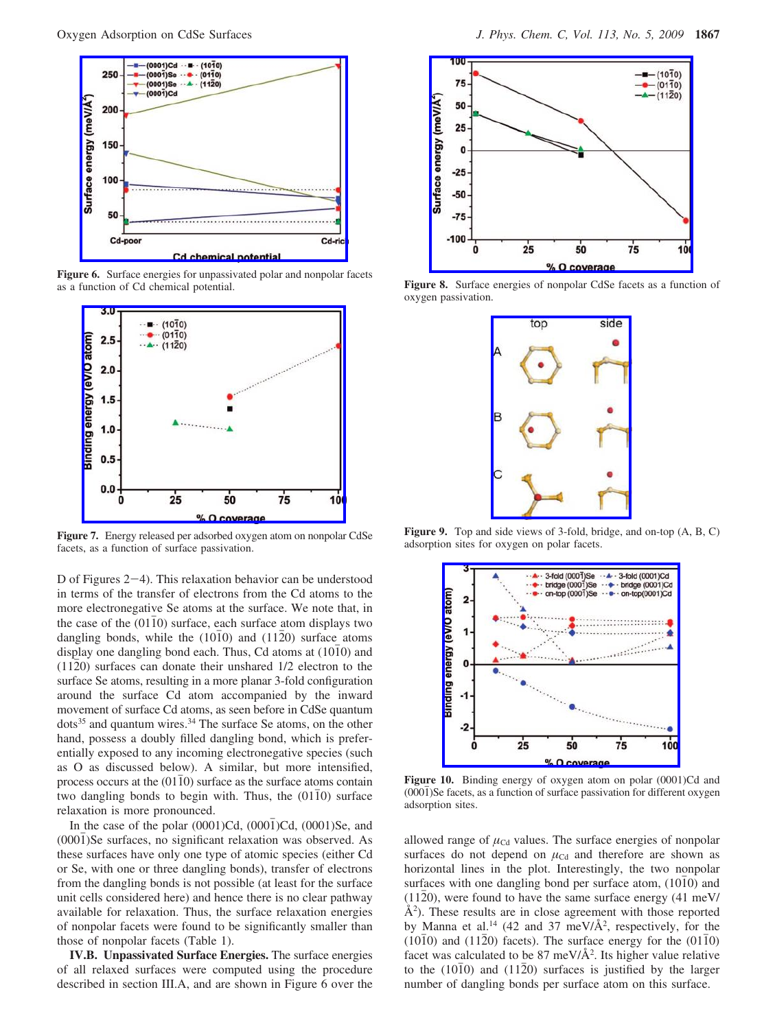Figure 6. Surface energies for unpassivated polar and nonpolar facets as a function of Cd chemical potential.

Figure 7. Energy released per adsorbed oxygen atom on nonpolar CdSe facets, as a function of surface passivation.

D of Figures 2−4). This relaxation behavior can be understood in terms of the transfer of electrons from the Cd atoms to the more electronegative Se atoms at the surface. We note that, in the case of the $(01\bar{1}0)$ surface, each surface atom displays two dangling bonds, while the $(10\bar{1}0)$ and $(11\bar{2}0)$ surface atoms display one dangling bond each. Thus, Cd atoms at $(10\bar{1}0)$ and $(11\bar{2}0)$ surfaces can donate their unshared 1/2 electron to the surface Se atoms, resulting in a more planar 3-fold configuration around the surface Cd atom accompanied by the inward movement of surface Cd atoms, as seen before in CdSe quantum dots[35] and quantum wires.[34] The surface Se atoms, on the other hand, possess a doubly filled dangling bond, which is preferentially exposed to any incoming electronegative species (such as O as discussed below). A similar, but more intensified, process occurs at the $(01\bar{1}0)$ surface as the surface atoms contain two dangling bonds to begin with. Thus, the $(01\bar{1}0)$ surface relaxation is more pronounced.

In the case of the polar (0001)Cd, $(000\bar{1})$Cd, (0001)Se, and $(000\bar{1})$Se surfaces, no significant relaxation was observed. As these surfaces have only one type of atomic species (either Cd or Se, with one or three dangling bonds), transfer of electrons from the dangling bonds is not possible (at least for the surface unit cells considered here) and hence there is no clear pathway available for relaxation. Thus, the surface relaxation energies of nonpolar facets were found to be significantly smaller than those of nonpolar facets (Table 1).

**IV.B. Unpassivated Surface Energies.** The surface energies of all relaxed surfaces were computed using the procedure described in section III.A, and are shown in Figure 6 over the

Figure 8. Surface energies of nonpolar CdSe facets as a function of oxygen passivation.

Figure 9. Top and side views of 3-fold, bridge, and on-top (A, B, C) adsorption sites for oxygen on polar facets.

Figure 10. Binding energy of oxygen atom on polar (0001)Cd and $(000\bar{1})$Se facets, as a function of surface passivation for different oxygen adsorption sites.

allowed range of $\mu_{Cd}$ values. The surface energies of nonpolar surfaces do not depend on $\mu_{Cd}$ and therefore are shown as horizontal lines in the plot. Interestingly, the two nonpolar surfaces with one dangling bond per surface atom, $(10\bar{1}0)$ and $(11\bar{2}0)$, were found to have the same surface energy (41 meV/Å$^2$). These results are in close agreement with those reported by Manna et al.[14] (42 and 37 meV/Å$^2$, respectively, for the $(10\bar{1}0)$ and $(11\bar{2}0)$ facets). The surface energy for the $(01\bar{1}0)$ facet was calculated to be 87 meV/Å$^2$. Its higher value relative to the $(10\bar{1}0)$ and $(11\bar{2}0)$ surfaces is justified by the larger number of dangling bonds per surface atom on this surface.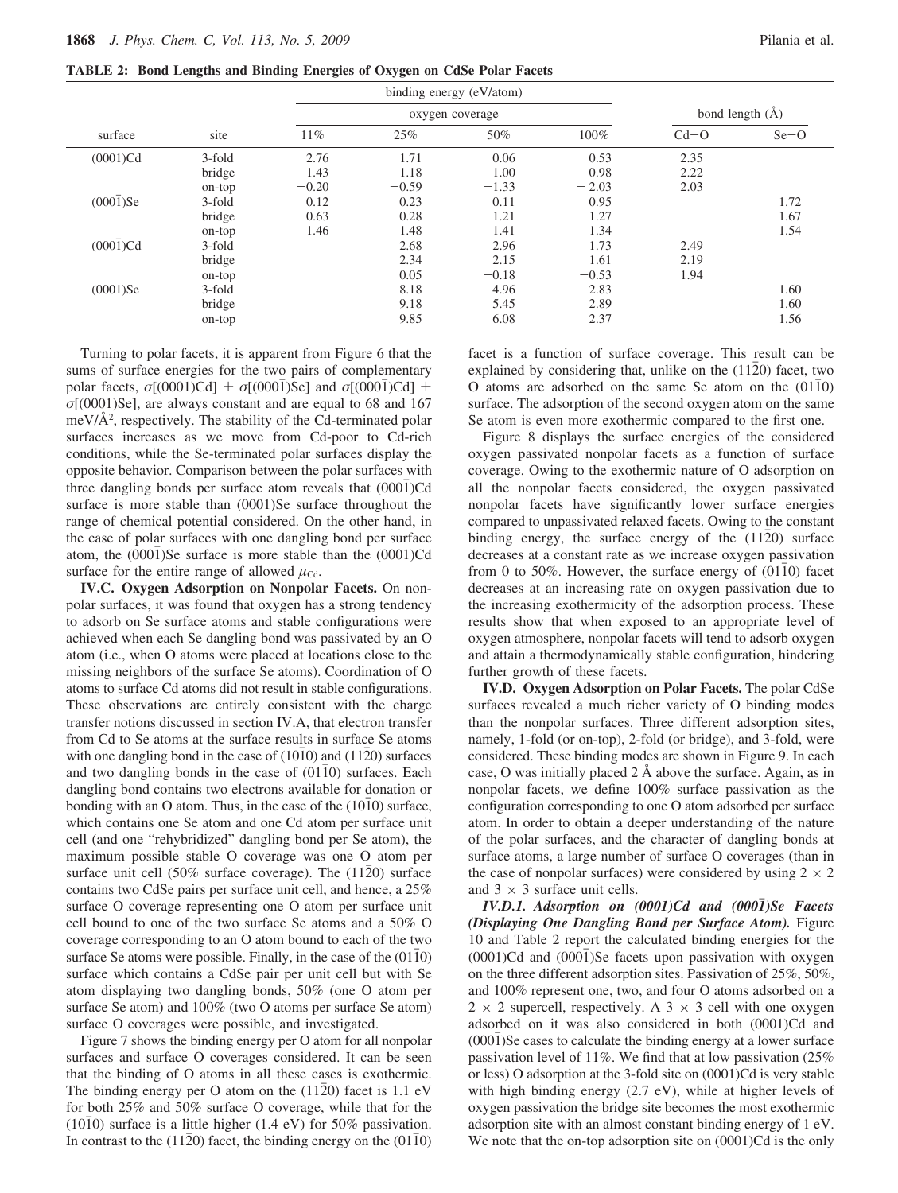**TABLE 2: Bond Lengths and Binding Energies of Oxygen on CdSe Polar Facets**

| surface | site | binding energy (eV/atom) oxygen coverage 11% | 25% | 50% | 100% | bond length (Å) Cd−O | Se−O |
|---|---|---|---|---|---|---|---|
| (0001)Cd | 3-fold | 2.76 | 1.71 | 0.06 | 0.53 | 2.35 | |
| | bridge | 1.43 | 1.18 | 1.00 | 0.98 | 2.22 | |
| | on-top | −0.20 | −0.59 | −1.33 | −2.03 | 2.03 | |
| $(000\bar{1})$Se | 3-fold | 0.12 | 0.23 | 0.11 | 0.95 | | 1.72 |
| | bridge | 0.63 | 0.28 | 1.21 | 1.27 | | 1.67 |
| | on-top | 1.46 | 1.48 | 1.41 | 1.34 | | 1.54 |
| $(000\bar{1})$Cd | 3-fold | | 2.68 | 2.96 | 1.73 | 2.49 | |
| | bridge | | 2.34 | 2.15 | 1.61 | 2.19 | |
| | on-top | | 0.05 | −0.18 | −0.53 | 1.94 | |
| (0001)Se | 3-fold | | 8.18 | 4.96 | 2.83 | | 1.60 |
| | bridge | | 9.18 | 5.45 | 2.89 | | 1.60 |
| | on-top | | 9.85 | 6.08 | 2.37 | | 1.56 |

Turning to polar facets, it is apparent from Figure 6 that the sums of surface energies for the two pairs of complementary polar facets, $\sigma[(0001)\text{Cd}] + \sigma[(000\bar{1})\text{Se}]$ and $\sigma[(000\bar{1})\text{Cd}] + \sigma[(0001)\text{Se}]$, are always constant and are equal to 68 and 167 meV/Å$^2$, respectively. The stability of the Cd-terminated polar surfaces increases as we move from Cd-poor to Cd-rich conditions, while the Se-terminated polar surfaces display the opposite behavior. Comparison between the polar surfaces with three dangling bonds per surface atom reveals that $(000\bar{1})$Cd surface is more stable than (0001)Se surface throughout the range of chemical potential considered. On the other hand, in the case of polar surfaces with one dangling bond per surface atom, the $(000\bar{1})$Se surface is more stable than the (0001)Cd surface for the entire range of allowed $\mu_{\text{Cd}}$.

**IV.C. Oxygen Adsorption on Nonpolar Facets.** On nonpolar surfaces, it was found that oxygen has a strong tendency to adsorb on Se surface atoms and stable configurations were achieved when each Se dangling bond was passivated by an O atom (i.e., when O atoms were placed at locations close to the missing neighbors of the surface Se atoms). Coordination of O atoms to surface Cd atoms did not result in stable configurations. These observations are entirely consistent with the charge transfer notions discussed in section IV.A, that electron transfer from Cd to Se atoms at the surface results in surface Se atoms with one dangling bond in the case of $(10\bar{1}0)$ and $(11\bar{2}0)$ surfaces and two dangling bonds in the case of $(01\bar{1}0)$ surfaces. Each dangling bond contains two electrons available for donation or bonding with an O atom. Thus, in the case of the $(10\bar{1}0)$ surface, which contains one Se atom and one Cd atom per surface unit cell (and one "rehybridized" dangling bond per Se atom), the maximum possible stable O coverage was one O atom per surface unit cell (50% surface coverage). The $(11\bar{2}0)$ surface contains two CdSe pairs per surface unit cell, and hence, a 25% surface O coverage representing one O atom per surface unit cell bound to one of the two surface Se atoms and a 50% O coverage corresponding to an O atom bound to each of the two surface Se atoms were possible. Finally, in the case of the $(01\bar{1}0)$ surface which contains a CdSe pair per unit cell but with Se atom displaying two dangling bonds, 50% (one O atom per surface Se atom) and 100% (two O atoms per surface Se atom) surface O coverages were possible, and investigated.

Figure 7 shows the binding energy per O atom for all nonpolar surfaces and surface O coverages considered. It can be seen that the binding of O atoms in all these cases is exothermic. The binding energy per O atom on the $(11\bar{2}0)$ facet is 1.1 eV for both 25% and 50% surface O coverage, while that for the $(10\bar{1}0)$ surface is a little higher (1.4 eV) for 50% passivation. In contrast to the $(11\bar{2}0)$ facet, the binding energy on the $(01\bar{1}0)$ facet is a function of surface coverage. This result can be explained by considering that, unlike on the $(11\bar{2}0)$ facet, two O atoms are adsorbed on the same Se atom on the $(01\bar{1}0)$ surface. The adsorption of the second oxygen atom on the same Se atom is even more exothermic compared to the first one.

Figure 8 displays the surface energies of the considered oxygen passivated nonpolar facets as a function of surface coverage. Owing to the exothermic nature of O adsorption on all the nonpolar facets considered, the oxygen passivated nonpolar facets have significantly lower surface energies compared to unpassivated relaxed facets. Owing to the constant binding energy, the surface energy of the $(11\bar{2}0)$ surface decreases at a constant rate as we increase oxygen passivation from 0 to 50%. However, the surface energy of $(01\bar{1}0)$ facet decreases at an increasing rate on oxygen passivation due to the increasing exothermicity of the adsorption process. These results show that when exposed to an appropriate level of oxygen atmosphere, nonpolar facets will tend to adsorb oxygen and attain a thermodynamically stable configuration, hindering further growth of these facets.

**IV.D. Oxygen Adsorption on Polar Facets.** The polar CdSe surfaces revealed a much richer variety of O binding modes than the nonpolar surfaces. Three different adsorption sites, namely, 1-fold (or on-top), 2-fold (or bridge), and 3-fold, were considered. These binding modes are shown in Figure 9. In each case, O was initially placed 2 Å above the surface. Again, as in nonpolar facets, we define 100% surface passivation as the configuration corresponding to one O atom adsorbed per surface atom. In order to obtain a deeper understanding of the nature of the polar surfaces, and the character of dangling bonds at surface atoms, a large number of surface O coverages (than in the case of nonpolar surfaces) were considered by using 2 × 2 and 3 × 3 surface unit cells.

***IV.D.1. Adsorption on (0001)Cd and $(000\bar{1})$Se Facets (Displaying One Dangling Bond per Surface Atom).*** Figure 10 and Table 2 report the calculated binding energies for the (0001)Cd and $(000\bar{1})$Se facets upon passivation with oxygen on the three different adsorption sites. Passivation of 25%, 50%, and 100% represent one, two, and four O atoms adsorbed on a 2 × 2 supercell, respectively. A 3 × 3 cell with one oxygen adsorbed on it was also considered in both (0001)Cd and $(000\bar{1})$Se cases to calculate the binding energy at a lower surface passivation level of 11%. We find that at low passivation (25% or less) O adsorption at the 3-fold site on (0001)Cd is very stable with high binding energy (2.7 eV), while at higher levels of oxygen passivation the bridge site becomes the most exothermic adsorption site with an almost constant binding energy of 1 eV. We note that the on-top adsorption site on (0001)Cd is the only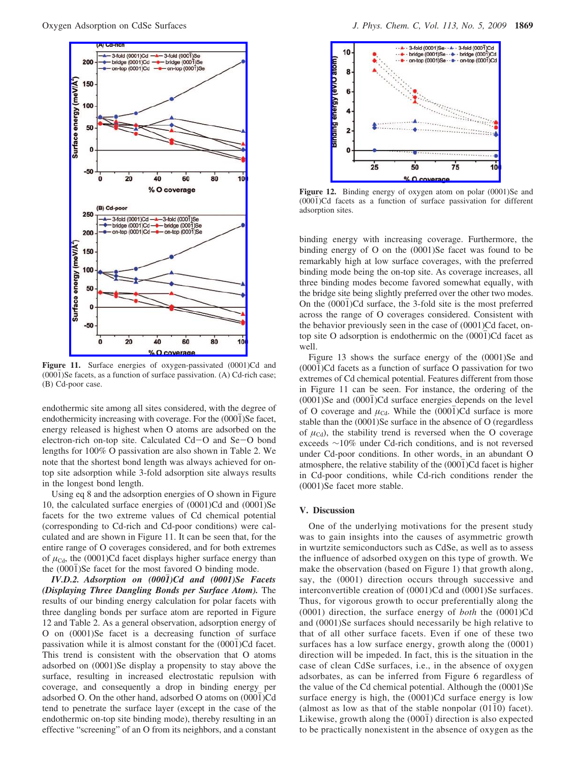**Figure 11.** Surface energies of oxygen-passivated (0001)Cd and (000$\bar{1}$)Se facets, as a function of surface passivation. (A) Cd-rich case; (B) Cd-poor case.

endothermic site among all sites considered, with the degree of endothermicity increasing with coverage. For the (000$\bar{1}$)Se facet, energy released is highest when O atoms are adsorbed on the electron-rich on-top site. Calculated Cd–O and Se–O bond lengths for 100% O passivation are also shown in Table 2. We note that the shortest bond length was always achieved for on-top site adsorption while 3-fold adsorption site always results in the longest bond length.

Using eq 8 and the adsorption energies of O shown in Figure 10, the calculated surface energies of (0001)Cd and (000$\bar{1}$)Se facets for the two extreme values of Cd chemical potential (corresponding to Cd-rich and Cd-poor conditions) were calculated and are shown in Figure 11. It can be seen that, for the entire range of O coverages considered, and for both extremes of $\mu_{Cd}$, the (0001)Cd facet displays higher surface energy than the (000$\bar{1}$)Se facet for the most favored O binding mode.

***IV.D.2. Adsorption on (000$\bar{1}$)Cd and (0001)Se Facets (Displaying Three Dangling Bonds per Surface Atom).*** The results of our binding energy calculation for polar facets with three dangling bonds per surface atom are reported in Figure 12 and Table 2. As a general observation, adsorption energy of O on (0001)Se facet is a decreasing function of surface passivation while it is almost constant for the (000$\bar{1}$)Cd facet. This trend is consistent with the observation that O atoms adsorbed on (0001)Se display a propensity to stay above the surface, resulting in increased electrostatic repulsion with coverage, and consequently a drop in binding energy per adsorbed O. On the other hand, adsorbed O atoms on (000$\bar{1}$)Cd tend to penetrate the surface layer (except in the case of the endothermic on-top site binding mode), thereby resulting in an effective "screening" of an O from its neighbors, and a constant binding energy with increasing coverage. Furthermore, the binding energy of O on the (0001)Se facet was found to be remarkably high at low surface coverages, with the preferred binding mode being the on-top site. As coverage increases, all three binding modes become favored somewhat equally, with the bridge site being slightly preferred over the other two modes. On the (000$\bar{1}$)Cd surface, the 3-fold site is the most preferred across the range of O coverages considered. Consistent with the behavior previously seen in the case of (0001)Cd facet, on-top site O adsorption is endothermic on the (000$\bar{1}$)Cd facet as well.

**Figure 12.** Binding energy of oxygen atom on polar (0001)Se and (000$\bar{1}$)Cd facets as a function of surface passivation for different adsorption sites.

Figure 13 shows the surface energy of the (0001)Se and (000$\bar{1}$)Cd facets as a function of surface O passivation for two extremes of Cd chemical potential. Features different from those in Figure 11 can be seen. For instance, the ordering of the (0001)Se and (000$\bar{1}$)Cd surface energies depends on the level of O coverage and $\mu_{Cd}$. While the (000$\bar{1}$)Cd surface is more stable than the (0001)Se surface in the absence of O (regardless of $\mu_{Cd}$), the stability trend is reversed when the O coverage exceeds ~10% under Cd-rich conditions, and is not reversed under Cd-poor conditions. In other words, in an abundant O atmosphere, the relative stability of the (000$\bar{1}$)Cd facet is higher in Cd-poor conditions, while Cd-rich conditions render the (0001)Se facet more stable.

## V. Discussion

One of the underlying motivations for the present study was to gain insights into the causes of asymmetric growth in wurtzite semiconductors such as CdSe, as well as to assess the influence of adsorbed oxygen on this type of growth. We make the observation (based on Figure 1) that growth along, say, the (0001) direction occurs through successive and interconvertible creation of (0001)Cd and (0001)Se surfaces. Thus, for vigorous growth to occur preferentially along the (0001) direction, the surface energy of *both* the (0001)Cd and (0001)Se surfaces should necessarily be high relative to that of all other surface facets. Even if one of these two surfaces has a low surface energy, growth along the (0001) direction will be impeded. In fact, this is the situation in the case of clean CdSe surfaces, i.e., in the absence of oxygen adsorbates, as can be inferred from Figure 6 regardless of the value of the Cd chemical potential. Although the (0001)Se surface energy is high, the (0001)Cd surface energy is low (almost as low as that of the stable nonpolar (01$\bar{1}$0) facet). Likewise, growth along the (000$\bar{1}$) direction is also expected to be practically nonexistent in the absence of oxygen as the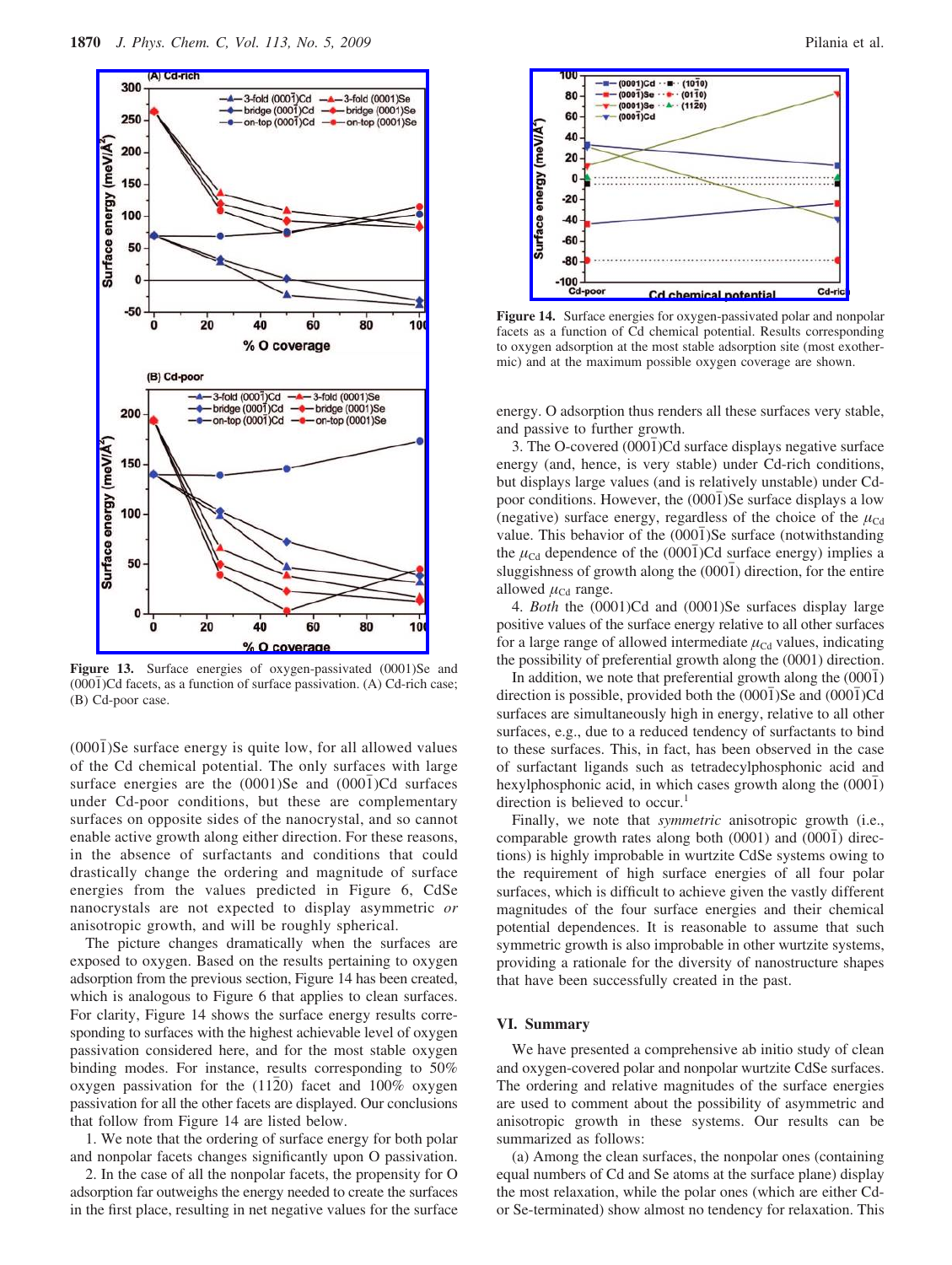Figure 13. Surface energies of oxygen-passivated (0001)Se and (000$\bar{1}$)Cd facets, as a function of surface passivation. (A) Cd-rich case; (B) Cd-poor case.

Figure 14. Surface energies for oxygen-passivated polar and nonpolar facets as a function of Cd chemical potential. Results corresponding to oxygen adsorption at the most stable adsorption site (most exothermic) and at the maximum possible oxygen coverage are shown.

(000$\bar{1}$)Se surface energy is quite low, for all allowed values of the Cd chemical potential. The only surfaces with large surface energies are the (0001)Se and (000$\bar{1}$)Cd surfaces under Cd-poor conditions, but these are complementary surfaces on opposite sides of the nanocrystal, and so cannot enable active growth along either direction. For these reasons, in the absence of surfactants and conditions that could drastically change the ordering and magnitude of surface energies from the values predicted in Figure 6, CdSe nanocrystals are not expected to display asymmetric *or* anisotropic growth, and will be roughly spherical.

The picture changes dramatically when the surfaces are exposed to oxygen. Based on the results pertaining to oxygen adsorption from the previous section, Figure 14 has been created, which is analogous to Figure 6 that applies to clean surfaces. For clarity, Figure 14 shows the surface energy results corresponding to surfaces with the highest achievable level of oxygen passivation considered here, and for the most stable oxygen binding modes. For instance, results corresponding to 50% oxygen passivation for the (11$\bar{2}$0) facet and 100% oxygen passivation for all the other facets are displayed. Our conclusions that follow from Figure 14 are listed below.

1. We note that the ordering of surface energy for both polar and nonpolar facets changes significantly upon O passivation.

2. In the case of all the nonpolar facets, the propensity for O adsorption far outweighs the energy needed to create the surfaces in the first place, resulting in net negative values for the surface energy. O adsorption thus renders all these surfaces very stable, and passive to further growth.

3. The O-covered (000$\bar{1}$)Cd surface displays negative surface energy (and, hence, is very stable) under Cd-rich conditions, but displays large values (and is relatively unstable) under Cd-poor conditions. However, the (000$\bar{1}$)Se surface displays a low (negative) surface energy, regardless of the choice of the $\mu_{Cd}$ value. This behavior of the (000$\bar{1}$)Se surface (notwithstanding the $\mu_{Cd}$ dependence of the (000$\bar{1}$)Cd surface energy) implies a sluggishness of growth along the (000$\bar{1}$) direction, for the entire allowed $\mu_{Cd}$ range.

4. *Both* the (0001)Cd and (0001)Se surfaces display large positive values of the surface energy relative to all other surfaces for a large range of allowed intermediate $\mu_{Cd}$ values, indicating the possibility of preferential growth along the (0001) direction.

In addition, we note that preferential growth along the (000$\bar{1}$) direction is possible, provided both the (000$\bar{1}$)Se and (000$\bar{1}$)Cd surfaces are simultaneously high in energy, relative to all other surfaces, e.g., due to a reduced tendency of surfactants to bind to these surfaces. This, in fact, has been observed in the case of surfactant ligands such as tetradecylphosphonic acid and hexylphosphonic acid, in which cases growth along the (000$\bar{1}$) direction is believed to occur.[1]

Finally, we note that *symmetric* anisotropic growth (i.e., comparable growth rates along both (0001) and (000$\bar{1}$) directions) is highly improbable in wurtzite CdSe systems owing to the requirement of high surface energies of all four polar surfaces, which is difficult to achieve given the vastly different magnitudes of the four surface energies and their chemical potential dependences. It is reasonable to assume that such symmetric growth is also improbable in other wurtzite systems, providing a rationale for the diversity of nanostructure shapes that have been successfully created in the past.

## VI. Summary

We have presented a comprehensive ab initio study of clean and oxygen-covered polar and nonpolar wurtzite CdSe surfaces. The ordering and relative magnitudes of the surface energies are used to comment about the possibility of asymmetric and anisotropic growth in these systems. Our results can be summarized as follows:

(a) Among the clean surfaces, the nonpolar ones (containing equal numbers of Cd and Se atoms at the surface plane) display the most relaxation, while the polar ones (which are either Cd- or Se-terminated) show almost no tendency for relaxation. This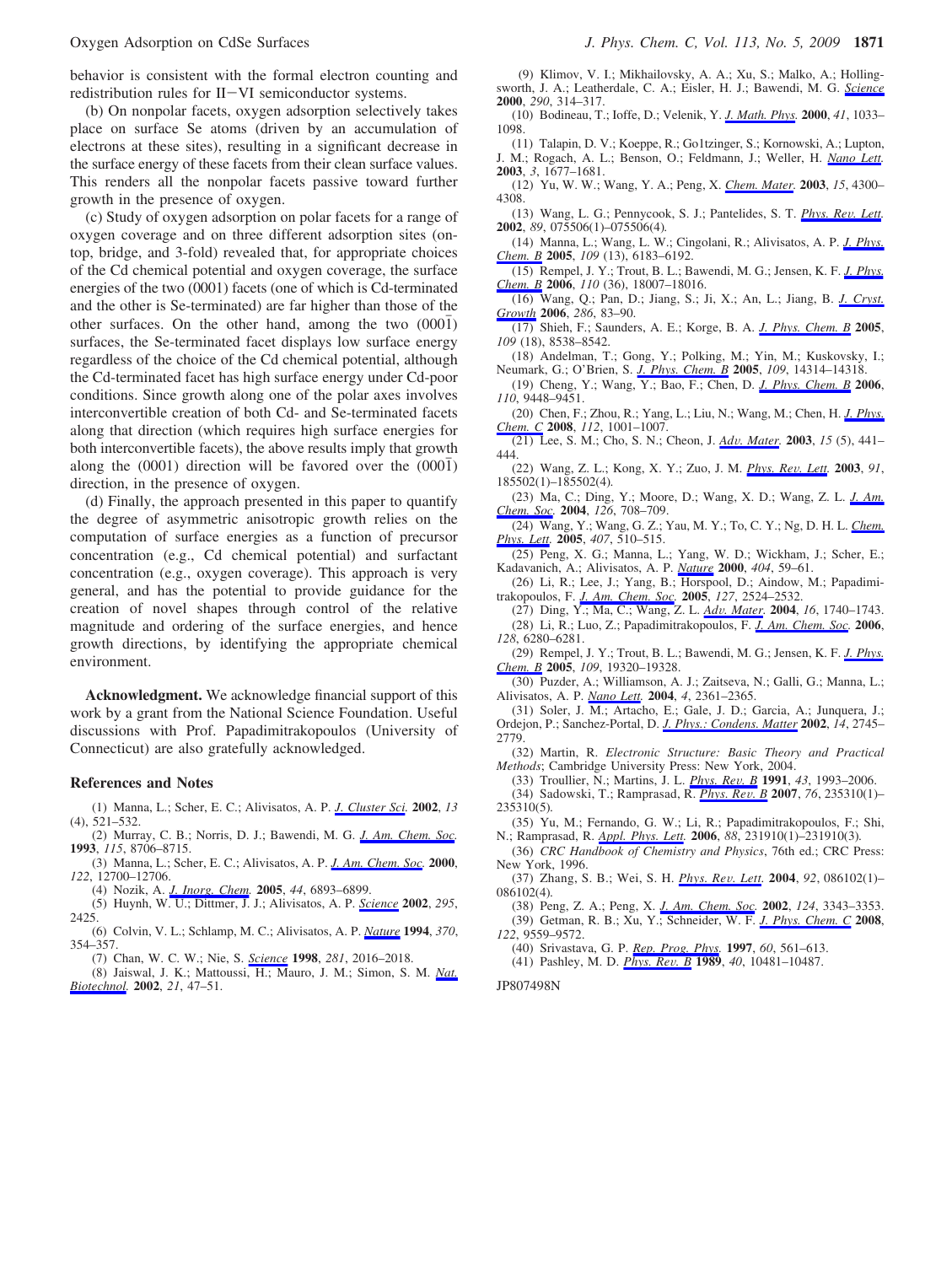behavior is consistent with the formal electron counting and redistribution rules for II−VI semiconductor systems.

(b) On nonpolar facets, oxygen adsorption selectively takes place on surface Se atoms (driven by an accumulation of electrons at these sites), resulting in a significant decrease in the surface energy of these facets from their clean surface values. This renders all the nonpolar facets passive toward further growth in the presence of oxygen.

(c) Study of oxygen adsorption on polar facets for a range of oxygen coverage and on three different adsorption sites (on-top, bridge, and 3-fold) revealed that, for appropriate choices of the Cd chemical potential and oxygen coverage, the surface energies of the two (0001) facets (one of which is Cd-terminated and the other is Se-terminated) are far higher than those of the other surfaces. On the other hand, among the two $(000\bar{1})$ surfaces, the Se-terminated facet displays low surface energy regardless of the choice of the Cd chemical potential, although the Cd-terminated facet has high surface energy under Cd-poor conditions. Since growth along one of the polar axes involves interconvertible creation of both Cd- and Se-terminated facets along that direction (which requires high surface energies for both interconvertible facets), the above results imply that growth along the (0001) direction will be favored over the $(000\bar{1})$ direction, in the presence of oxygen.

(d) Finally, the approach presented in this paper to quantify the degree of asymmetric anisotropic growth relies on the computation of surface energies as a function of precursor concentration (e.g., Cd chemical potential) and surfactant concentration (e.g., oxygen coverage). This approach is very general, and has the potential to provide guidance for the creation of novel shapes through control of the relative magnitude and ordering of the surface energies, and hence growth directions, by identifying the appropriate chemical environment.

**Acknowledgment.** We acknowledge financial support of this work by a grant from the National Science Foundation. Useful discussions with Prof. Papadimitrakopoulos (University of Connecticut) are also gratefully acknowledged.

## References and Notes

(1) Manna, L.; Scher, E. C.; Alivisatos, A. P. *J. Cluster Sci.* **2002**, *13* (4), 521–532.

(2) Murray, C. B.; Norris, D. J.; Bawendi, M. G. *J. Am. Chem. Soc.* **1993**, *115*, 8706–8715.

(3) Manna, L.; Scher, E. C.; Alivisatos, A. P. *J. Am. Chem. Soc.* **2000**, *122*, 12700–12706.

(4) Nozik, A. *J. Inorg. Chem.* **2005**, *44*, 6893–6899.

(5) Huynh, W. U.; Dittmer, J. J.; Alivisatos, A. P. *Science* **2002**, *295*, 2425.

(6) Colvin, V. L.; Schlamp, M. C.; Alivisatos, A. P. *Nature* **1994**, *370*, 354–357.

(7) Chan, W. C. W.; Nie, S. *Science* **1998**, *281*, 2016–2018.

(8) Jaiswal, J. K.; Mattoussi, H.; Mauro, J. M.; Simon, S. M. *Nat. Biotechnol.* **2002**, *21*, 47–51.

(9) Klimov, V. I.; Mikhailovsky, A. A.; Xu, S.; Malko, A.; Hollingsworth, J. A.; Leatherdale, C. A.; Eisler, H. J.; Bawendi, M. G. *Science* **2000**, *290*, 314–317.

(10) Bodineau, T.; Ioffe, D.; Velenik, Y. *J. Math. Phys.* **2000**, *41*, 1033–1098.

(11) Talapin, D. V.; Koeppe, R.; Go1tzinger, S.; Kornowski, A.; Lupton, J. M.; Rogach, A. L.; Benson, O.; Feldmann, J.; Weller, H. *Nano Lett.* **2003**, *3*, 1677–1681.

(12) Yu, W. W.; Wang, Y. A.; Peng, X. *Chem. Mater.* **2003**, *15*, 4300–4308.

(13) Wang, L. G.; Pennycook, S. J.; Pantelides, S. T. *Phys. Rev. Lett.* **2002**, *89*, 075506(1)–075506(4).

(14) Manna, L.; Wang, L. W.; Cingolani, R.; Alivisatos, A. P. *J. Phys. Chem. B* **2005**, *109* (13), 6183–6192.

(15) Rempel, J. Y.; Trout, B. L.; Bawendi, M. G.; Jensen, K. F. *J. Phys. Chem. B* **2006**, *110* (36), 18007–18016.

(16) Wang, Q.; Pan, D.; Jiang, S.; Ji, X.; An, L.; Jiang, B. *J. Cryst. Growth* **2006**, *286*, 83–90.

(17) Shieh, F.; Saunders, A. E.; Korge, B. A. *J. Phys. Chem. B* **2005**, *109* (18), 8538–8542.

(18) Andelman, T.; Gong, Y.; Polking, M.; Yin, M.; Kuskovsky, I.; Neumark, G.; O'Brien, S. *J. Phys. Chem. B* **2005**, *109*, 14314–14318.

(19) Cheng, Y.; Wang, Y.; Bao, F.; Chen, D. *J. Phys. Chem. B* **2006**, *110*, 9448–9451.

(20) Chen, F.; Zhou, R.; Yang, L.; Liu, N.; Wang, M.; Chen, H. *J. Phys. Chem. C* **2008**, *112*, 1001–1007.

(21) Lee, S. M.; Cho, S. N.; Cheon, J. *Adv. Mater.* **2003**, *15* (5), 441–444.

(22) Wang, Z. L.; Kong, X. Y.; Zuo, J. M. *Phys. Rev. Lett.* **2003**, *91*, 185502(1)–185502(4).

(23) Ma, C.; Ding, Y.; Moore, D.; Wang, X. D.; Wang, Z. L. *J. Am. Chem. Soc.* **2004**, *126*, 708–709.

(24) Wang, Y.; Wang, G. Z.; Yau, M. Y.; To, C. Y.; Ng, D. H. L. *Chem. Phys. Lett.* **2005**, *407*, 510–515.

(25) Peng, X. G.; Manna, L.; Yang, W. D.; Wickham, J.; Scher, E.; Kadavanich, A.; Alivisatos, A. P. *Nature* **2000**, *404*, 59–61.

(26) Li, R.; Lee, J.; Yang, B.; Horspool, D.; Aindow, M.; Papadimitrakopoulos, F. *J. Am. Chem. Soc.* **2005**, *127*, 2524–2532.

(27) Ding, Y.; Ma, C.; Wang, Z. L. *Adv. Mater.* **2004**, *16*, 1740–1743.

(28) Li, R.; Luo, Z.; Papadimitrakopoulos, F. *J. Am. Chem. Soc.* **2006**, *128*, 6280–6281.

(29) Rempel, J. Y.; Trout, B. L.; Bawendi, M. G.; Jensen, K. F. *J. Phys. Chem. B* **2005**, *109*, 19320–19328.

(30) Puzder, A.; Williamson, A. J.; Zaitseva, N.; Galli, G.; Manna, L.; Alivisatos, A. P. *Nano Lett.* **2004**, *4*, 2361–2365.

(31) Soler, J. M.; Artacho, E.; Gale, J. D.; Garcia, A.; Junquera, J.; Ordejon, P.; Sanchez-Portal, D. *J. Phys.: Condens. Matter* **2002**, *14*, 2745–2779.

(32) Martin, R. *Electronic Structure: Basic Theory and Practical Methods*; Cambridge University Press: New York, 2004.

(33) Troullier, N.; Martins, J. L. *Phys. Rev. B* **1991**, *43*, 1993–2006.

(34) Sadowski, T.; Ramprasad, R. *Phys. Rev. B* **2007**, *76*, 235310(1)–235310(5).

(35) Yu, M.; Fernando, G. W.; Li, R.; Papadimitrakopoulos, F.; Shi, N.; Ramprasad, R. *Appl. Phys. Lett.* **2006**, *88*, 231910(1)–231910(3).

(36) *CRC Handbook of Chemistry and Physics*, 76th ed.; CRC Press: New York, 1996.

(37) Zhang, S. B.; Wei, S. H. *Phys. Rev. Lett.* **2004**, *92*, 086102(1)–086102(4).

(38) Peng, Z. A.; Peng, X. *J. Am. Chem. Soc.* **2002**, *124*, 3343–3353.

(39) Getman, R. B.; Xu, Y.; Schneider, W. F. *J. Phys. Chem. C* **2008**, *122*, 9559–9572.

(40) Srivastava, G. P. *Rep. Prog. Phys.* **1997**, *60*, 561–613.

(41) Pashley, M. D. *Phys. Rev. B* **1989**, *40*, 10481–10487.

JP807498N